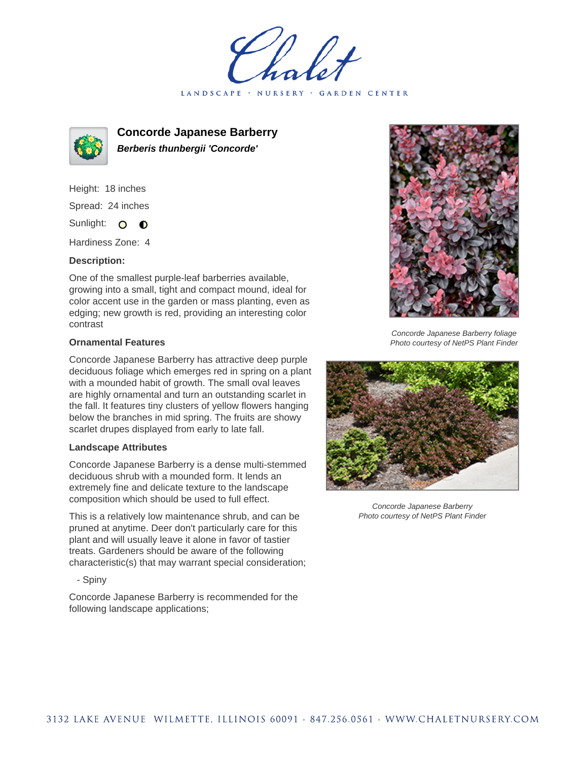# Concorde Japanese Barberry

***Berberis thunbergii 'Concorde'***

Height: 18 inches

Spread: 24 inches

Sunlight:

Hardiness Zone: 4

**Description:**

One of the smallest purple-leaf barberries available, growing into a small, tight and compact mound, ideal for color accent use in the garden or mass planting, even as edging; new growth is red, providing an interesting color contrast

*Concorde Japanese Barberry foliage*
*Photo courtesy of NetPS Plant Finder*

**Ornamental Features**

Concorde Japanese Barberry has attractive deep purple deciduous foliage which emerges red in spring on a plant with a mounded habit of growth. The small oval leaves are highly ornamental and turn an outstanding scarlet in the fall. It features tiny clusters of yellow flowers hanging below the branches in mid spring. The fruits are showy scarlet drupes displayed from early to late fall.

**Landscape Attributes**

Concorde Japanese Barberry is a dense multi-stemmed deciduous shrub with a mounded form. It lends an extremely fine and delicate texture to the landscape composition which should be used to full effect.

This is a relatively low maintenance shrub, and can be pruned at anytime. Deer don't particularly care for this plant and will usually leave it alone in favor of tastier treats. Gardeners should be aware of the following characteristic(s) that may warrant special consideration;

- Spiny

Concorde Japanese Barberry is recommended for the following landscape applications;

*Concorde Japanese Barberry*
*Photo courtesy of NetPS Plant Finder*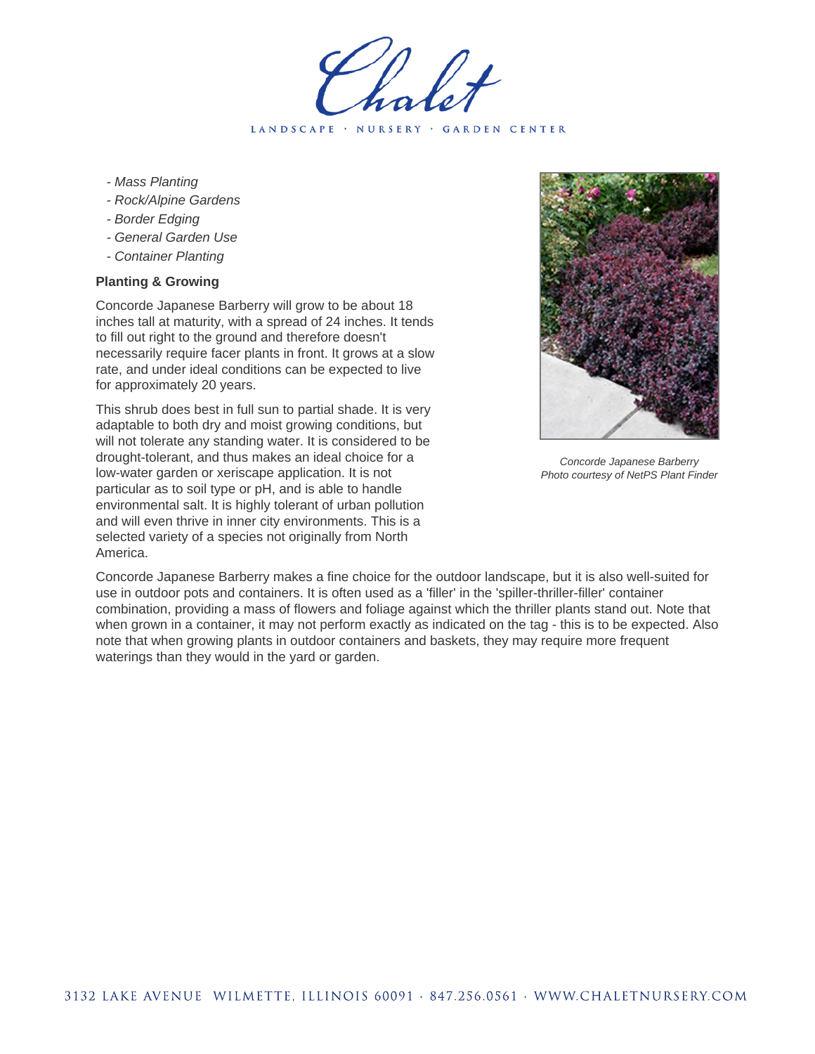- *Mass Planting*
- *Rock/Alpine Gardens*
- *Border Edging*
- *General Garden Use*
- *Container Planting*

**Planting & Growing**

Concorde Japanese Barberry will grow to be about 18 inches tall at maturity, with a spread of 24 inches. It tends to fill out right to the ground and therefore doesn't necessarily require facer plants in front. It grows at a slow rate, and under ideal conditions can be expected to live for approximately 20 years.

This shrub does best in full sun to partial shade. It is very adaptable to both dry and moist growing conditions, but will not tolerate any standing water. It is considered to be drought-tolerant, and thus makes an ideal choice for a low-water garden or xeriscape application. It is not particular as to soil type or pH, and is able to handle environmental salt. It is highly tolerant of urban pollution and will even thrive in inner city environments. This is a selected variety of a species not originally from North America.

*Concorde Japanese Barberry*
*Photo courtesy of NetPS Plant Finder*

Concorde Japanese Barberry makes a fine choice for the outdoor landscape, but it is also well-suited for use in outdoor pots and containers. It is often used as a 'filler' in the 'spiller-thriller-filler' container combination, providing a mass of flowers and foliage against which the thriller plants stand out. Note that when grown in a container, it may not perform exactly as indicated on the tag - this is to be expected. Also note that when growing plants in outdoor containers and baskets, they may require more frequent waterings than they would in the yard or garden.